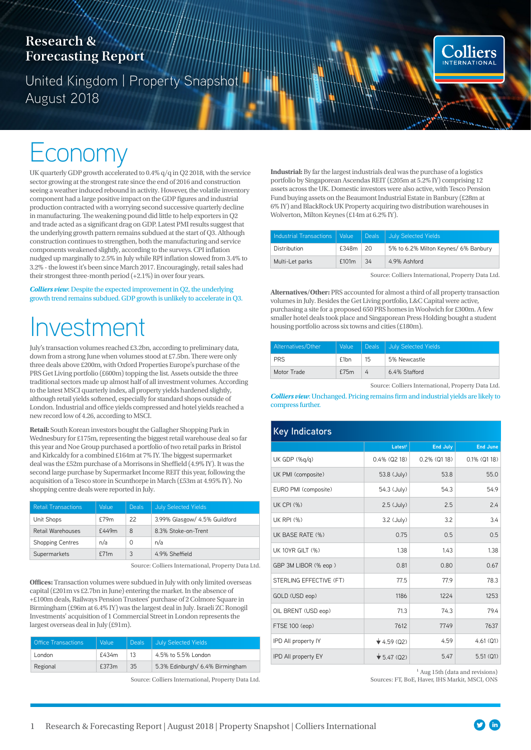# Research & Forecasting Report

United Kingdom | Property Snapshot
August 2018

# Economy

UK quarterly GDP growth accelerated to 0.4% q/q in Q2 2018, with the service sector growing at the strongest rate since the end of 2016 and construction seeing a weather induced rebound in activity. However, the volatile inventory component had a large positive impact on the GDP figures and industrial production contracted with a worrying second successive quarterly decline in manufacturing. The weakening pound did little to help exporters in Q2 and trade acted as a significant drag on GDP. Latest PMI results suggest that the underlying growth pattern remains subdued at the start of Q3. Although construction continues to strengthen, both the manufacturing and service components weakened slightly, according to the surveys. CPI inflation nudged up marginally to 2.5% in July while RPI inflation slowed from 3.4% to 3.2% - the lowest it's been since March 2017. Encouragingly, retail sales had their strongest three-month period (+2.1%) in over four years.

***Colliers view***: Despite the expected improvement in Q2, the underlying growth trend remains subdued. GDP growth is unlikely to accelerate in Q3.

# Investment

July's transaction volumes reached £3.2bn, according to preliminary data, down from a strong June when volumes stood at £7.5bn. There were only three deals above £200m, with Oxford Properties Europe's purchase of the PRS Get Living portfolio (£600m) topping the list. Assets outside the three traditional sectors made up almost half of all investment volumes. According to the latest MSCI quarterly index, all property yields hardened slightly, although retail yields softened, especially for standard shops outside of London. Industrial and office yields compressed and hotel yields reached a new record low of 4.26, according to MSCI.

**Retail:** South Korean investors bought the Gallagher Shopping Park in Wednesbury for £175m, representing the biggest retail warehouse deal so far this year and Noe Group purchased a portfolio of two retail parks in Bristol and Kirkcaldy for a combined £164m at 7% IY. The biggest supermarket deal was the £52m purchase of a Morrisons in Sheffield (4.9% IY). It was the second large purchase by Supermarket Income REIT this year, following the acquisition of a Tesco store in Scunthorpe in March (£53m at 4.95% IY). No shopping centre deals were reported in July.

| Retail Transactions | Value | Deals | July Selected Yields |
|---|---|---|---|
| Unit Shops | £79m | 22 | 3.99% Glasgow/ 4.5% Guildford |
| Retail Warehouses | £449m | 8 | 8.3% Stoke-on-Trent |
| Shopping Centres | n/a | 0 | n/a |
| Supermarkets | £71m | 3 | 4.9% Sheffield |

Source: Colliers International, Property Data Ltd.

**Offices:** Transaction volumes were subdued in July with only limited overseas capital (£201m vs £2.7bn in June) entering the market. In the absence of +£100m deals, Railways Pension Trustees' purchase of 2 Colmore Square in Birmingham (£96m at 6.4% IY) was the largest deal in July. Israeli ZC Ronogil Investments' acquisition of 1 Commercial Street in London represents the largest overseas deal in July (£91m).

| Office Transactions | Value | Deals | July Selected Yields |
|---|---|---|---|
| London | £434m | 13 | 4.5% to 5.5% London |
| Regional | £373m | 35 | 5.3% Edinburgh/ 6.4% Birmingham |

Source: Colliers International, Property Data Ltd.

**Industrial:** By far the largest industrials deal was the purchase of a logistics portfolio by Singaporean Ascendas REIT (£205m at 5.2% IY) comprising 12 assets across the UK. Domestic investors were also active, with Tesco Pension Fund buying assets on the Beaumont Industrial Estate in Banbury (£28m at 6% IY) and BlackRock UK Property acquiring two distribution warehouses in Wolverton, Milton Keynes (£14m at 6.2% IY).

| Industrial Transactions | Value | Deals | July Selected Yields |
|---|---|---|---|
| Distribution | £348m | 20 | 5% to 6.2% Milton Keynes/ 6% Banbury |
| Multi-Let parks | £101m | 34 | 4.9% Ashford |

Source: Colliers International, Property Data Ltd.

**Alternatives/Other:** PRS accounted for almost a third of all property transaction volumes in July. Besides the Get Living portfolio, L&C Capital were active, purchasing a site for a proposed 650 PRS homes in Woolwich for £300m. A few smaller hotel deals took place and Singapore Press Holding bought a student housing portfolio across six towns and cities (£180m).

| Alternatives/Other | Value | Deals | July Selected Yields |
|---|---|---|---|
| PRS | £1bn | 15 | 5% Newcastle |
| Motor Trade | £75m | 4 | 6.4% Stafford |

Source: Colliers International, Property Data Ltd.

***Colliers view***: Unchanged. Pricing remains firm and industrial yields are likely to compress further.

## Key Indicators

| | Latest[1] | End July | End June |
|---|---|---|---|
| UK GDP (%q/q) | 0.4% (Q2 18) | 0.2% (Q1 18) | 0.1% (Q1 18) |
| UK PMI (composite) | 53.8 (July) | 53.8 | 55.0 |
| EURO PMI (composite) | 54.3 (July) | 54.3 | 54.9 |
| UK CPI (%) | 2.5 (July) | 2.5 | 2.4 |
| UK RPI (%) | 3.2 (July) | 3.2 | 3.4 |
| UK BASE RATE (%) | 0.75 | 0.5 | 0.5 |
| UK 10YR GILT (%) | 1.38 | 1.43 | 1.38 |
| GBP 3M LIBOR (% eop ) | 0.81 | 0.80 | 0.67 |
| STERLING EFFECTIVE (FT) | 77.5 | 77.9 | 78.3 |
| GOLD (USD eop) | 1186 | 1224 | 1253 |
| OIL BRENT (USD eop) | 71.3 | 74.3 | 79.4 |
| FTSE 100 (eop) | 7612 | 7749 | 7637 |
| IPD All property IY | ▼ 4.59 (Q2) | 4.59 | 4.61 (Q1) |
| IPD All property EY | ▼ 5.47 (Q2) | 5.47 | 5.51 (Q1) |

[1] Aug 15th (data and revisions)
Sources: FT, BoE, Haver, IHS Markit, MSCI, ONS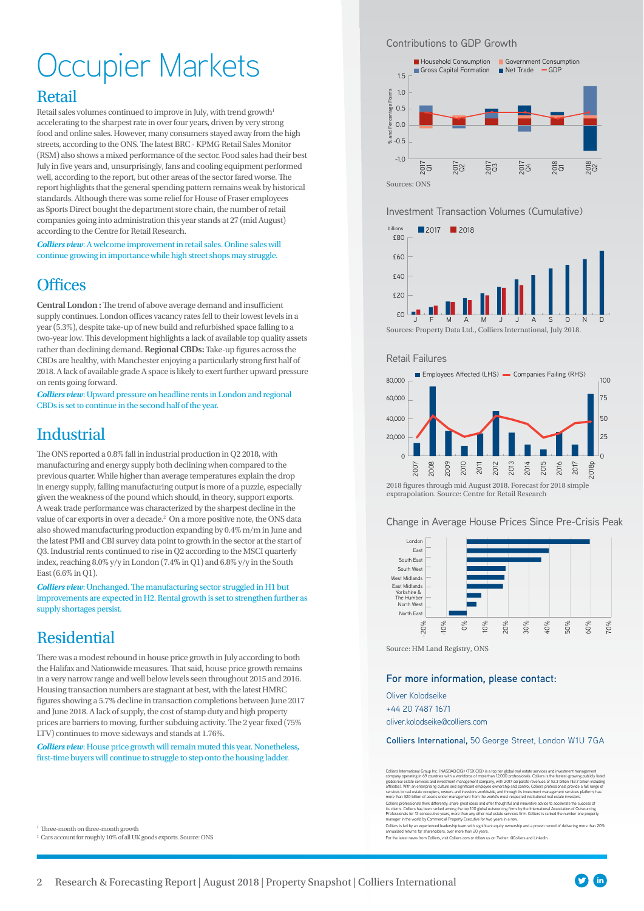# Occupier Markets

## Retail

Retail sales volumes continued to improve in July, with trend growth[1] accelerating to the sharpest rate in over four years, driven by very strong food and online sales. However, many consumers stayed away from the high streets, according to the ONS. The latest BRC - KPMG Retail Sales Monitor (RSM) also shows a mixed performance of the sector. Food sales had their best July in five years and, unsurprisingly, fans and cooling equipment performed well, according to the report, but other areas of the sector fared worse. The report highlights that the general spending pattern remains weak by historical standards. Although there was some relief for House of Fraser employees as Sports Direct bought the department store chain, the number of retail companies going into administration this year stands at 27 (mid August) according to the Centre for Retail Research.

***Colliers view***: A welcome improvement in retail sales. Online sales will continue growing in importance while high street shops may struggle.

## Offices

**Central London :** The trend of above average demand and insufficient supply continues. London offices vacancy rates fell to their lowest levels in a year (5.3%), despite take-up of new build and refurbished space falling to a two-year low. This development highlights a lack of available top quality assets rather than declining demand. **Regional CBDs:** Take-up figures across the CBDs are healthy, with Manchester enjoying a particularly strong first half of 2018. A lack of available grade A space is likely to exert further upward pressure on rents going forward.

***Colliers view***: Upward pressure on headline rents in London and regional CBDs is set to continue in the second half of the year.

## Industrial

The ONS reported a 0.8% fall in industrial production in Q2 2018, with manufacturing and energy supply both declining when compared to the previous quarter. While higher than average temperatures explain the drop in energy supply, falling manufacturing output is more of a puzzle, especially given the weakness of the pound which should, in theory, support exports. A weak trade performance was characterized by the sharpest decline in the value of car exports in over a decade.[2] On a more positive note, the ONS data also showed manufacturing production expanding by 0.4% m/m in June and the latest PMI and CBI survey data point to growth in the sector at the start of Q3. Industrial rents continued to rise in Q2 according to the MSCI quarterly index, reaching 8.0% y/y in London (7.4% in Q1) and 6.8% y/y in the South East (6.6% in Q1).

***Colliers view***: Unchanged. The manufacturing sector struggled in H1 but improvements are expected in H2. Rental growth is set to strengthen further as supply shortages persist.

## Residential

There was a modest rebound in house price growth in July according to both the Halifax and Nationwide measures. That said, house price growth remains in a very narrow range and well below levels seen throughout 2015 and 2016. Housing transaction numbers are stagnant at best, with the latest HMRC figures showing a 5.7% decline in transaction completions between June 2017 and June 2018. A lack of supply, the cost of stamp duty and high property prices are barriers to moving, further subduing activity. The 2 year fixed (75% LTV) continues to move sideways and stands at 1.76%.

***Colliers view***: House price growth will remain muted this year. Nonetheless, first-time buyers will continue to struggle to step onto the housing ladder.

[1] Three-month on three-month growth
[2] Cars account for roughly 10% of all UK goods exports. Source: ONS

### Contributions to GDP Growth

Household Consumption, Government Consumption, Gross Capital Formation, Net Trade, GDP

% and Percentage Points

1.5, 1.0, 0.5, 0.0, -0.5, -1.0

2017 Q1, 2017 Q2, 2017 Q3, 2017 Q4, 2018 Q1, 2018 Q2

Sources: ONS

### Investment Transaction Volumes (Cumulative)

billions

2017, 2018

£80, £60, £40, £20, £0

J F M A M J J A S O N D

Sources: Property Data Ltd., Colliers International, July 2018.

### Retail Failures

Employees Affected (LHS), Companies Failing (RHS)

80,000, 60,000, 40,000, 20,000, 0

100, 75, 50, 25, 0

2007, 2008, 2009, 2010, 2011, 2012, 2013, 2014, 2015, 2016, 2017, 2018p

2018 figures through mid August 2018. Forecast for 2018 simple exptrapolation. Source: Centre for Retail Research

### Change in Average House Prices Since Pre-Crisis Peak

London, East, South East, South West, West Midlands, East Midlands, Yorkshire & The Humber, North West, North East

-20%, -10%, 0%, 10%, 20%, 30%, 40%, 50%, 60%, 70%

Source: HM Land Registry, ONS

### For more information, please contact:

Oliver Kolodseike
+44 20 7487 1671
oliver.kolodseike@colliers.com

**Colliers International,** 50 George Street, London W1U 7GA

Colliers International Group Inc. (NASDAQ:CIGI) (TSX:CIGI) is a top tier global real estate services and investment management company operating in 69 countries with a workforce of more than 12,000 professionals. Colliers is the fastest-growing publicly listed global real estate services and investment management company, with 2017 corporate revenues of $2.3 billion ($2.7 billion including affiliates). With an enterprising culture and significant employee ownership and control, Colliers professionals provide a full range of services to real estate occupiers, owners and investors worldwide, and through its investment management services platform, has more than $20 billion of assets under management from the world's most respected institutional real estate investors.

Colliers professionals think differently, share great ideas and offer thoughtful and innovative advice to accelerate the success of its clients. Colliers has been ranked among the top 100 global outsourcing firms by the International Association of Outsourcing Professionals for 13 consecutive years, more than any other real estate services firm. Colliers is ranked the number one property manager in the world by Commercial Property Executive for two years in a row.

Colliers is led by an experienced leadership team with significant equity ownership and a proven record of delivering more than 20% annualized returns for shareholders, over more than 20 years.

For the latest news from Colliers, visit Colliers.com or follow us on Twitter: @Colliers and LinkedIn.